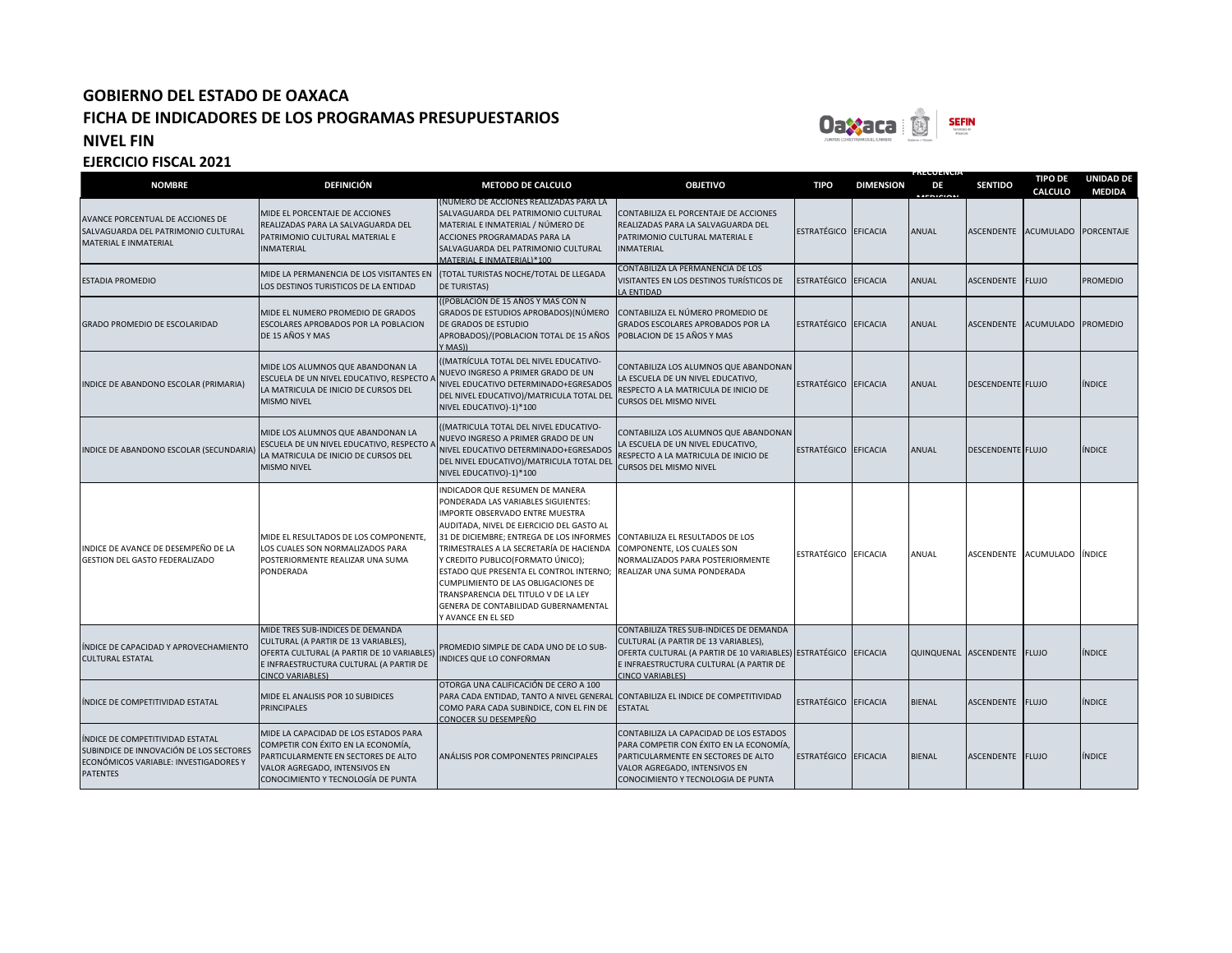# GOBIERNO DEL ESTADO DE OAXACA
## FICHA DE INDICADORES DE LOS PROGRAMAS PRESUPUESTARIOS
## NIVEL FIN
### EJERCICIO FISCAL 2021

| NOMBRE | DEFINICIÓN | METODO DE CALCULO | OBJETIVO | TIPO | DIMENSION | FRECUENCIA DE MEDICION | SENTIDO | TIPO DE CALCULO | UNIDAD DE MEDIDA |
|---|---|---|---|---|---|---|---|---|---|
| AVANCE PORCENTUAL DE ACCIONES DE SALVAGUARDA DEL PATRIMONIO CULTURAL MATERIAL E INMATERIAL | MIDE EL PORCENTAJE DE ACCIONES REALIZADAS PARA LA SALVAGUARDA DEL PATRIMONIO CULTURAL MATERIAL E INMATERIAL | (NÚMERO DE ACCIONES REALIZADAS PARA LA SALVAGUARDA DEL PATRIMONIO CULTURAL MATERIAL E INMATERIAL / NÚMERO DE ACCIONES PROGRAMADAS PARA LA SALVAGUARDA DEL PATRIMONIO CULTURAL MATERIAL E INMATERIAL)*100 | CONTABILIZA EL PORCENTAJE DE ACCIONES REALIZADAS PARA LA SALVAGUARDA DEL PATRIMONIO CULTURAL MATERIAL E INMATERIAL | ESTRATÉGICO | EFICACIA | ANUAL | ASCENDENTE | ACUMULADO | PORCENTAJE |
| ESTADIA PROMEDIO | MIDE LA PERMANENCIA DE LOS VISITANTES EN LOS DESTINOS TURISTICOS DE LA ENTIDAD | (TOTAL TURISTAS NOCHE/TOTAL DE LLEGADA DE TURISTAS) | CONTABILIZA LA PERMANENCIA DE LOS VISITANTES EN LOS DESTINOS TURÍSTICOS DE LA ENTIDAD | ESTRATÉGICO | EFICACIA | ANUAL | ASCENDENTE | FLUJO | PROMEDIO |
| GRADO PROMEDIO DE ESCOLARIDAD | MIDE EL NUMERO PROMEDIO DE GRADOS ESCOLARES APROBADOS POR LA POBLACION DE 15 AÑOS Y MAS | ((POBLACIÓN DE 15 AÑOS Y MAS CON N GRADOS DE ESTUDIOS APROBADOS)(NÚMERO DE GRADOS DE ESTUDIO APROBADOS)/(POBLACION TOTAL DE 15 AÑOS Y MAS)) | CONTABILIZA EL NÚMERO PROMEDIO DE GRADOS ESCOLARES APROBADOS POR LA POBLACION DE 15 AÑOS Y MAS | ESTRATÉGICO | EFICACIA | ANUAL | ASCENDENTE | ACUMULADO | PROMEDIO |
| INDICE DE ABANDONO ESCOLAR (PRIMARIA) | MIDE LOS ALUMNOS QUE ABANDONAN LA ESCUELA DE UN NIVEL EDUCATIVO, RESPECTO A LA MATRICULA DE INICIO DE CURSOS DEL MISMO NIVEL | ((MATRÍCULA TOTAL DEL NIVEL EDUCATIVO-NUEVO INGRESO A PRIMER GRADO DE UN NIVEL EDUCATIVO DETERMINADO+EGRESADOS DEL NIVEL EDUCATIVO)/MATRICULA TOTAL DEL NIVEL EDUCATIVO)-1)*100 | CONTABILIZA LOS ALUMNOS QUE ABANDONAN LA ESCUELA DE UN NIVEL EDUCATIVO, RESPECTO A LA MATRICULA DE INICIO DE CURSOS DEL MISMO NIVEL | ESTRATÉGICO | EFICACIA | ANUAL | DESCENDENTE | FLUJO | ÍNDICE |
| INDICE DE ABANDONO ESCOLAR (SECUNDARIA) | MIDE LOS ALUMNOS QUE ABANDONAN LA ESCUELA DE UN NIVEL EDUCATIVO, RESPECTO A LA MATRICULA DE INICIO DE CURSOS DEL MISMO NIVEL | ((MATRICULA TOTAL DEL NIVEL EDUCATIVO-NUEVO INGRESO A PRIMER GRADO DE UN NIVEL EDUCATIVO DETERMINADO+EGRESADOS DEL NIVEL EDUCATIVO)/MATRICULA TOTAL DEL NIVEL EDUCATIVO)-1)*100 | CONTABILIZA LOS ALUMNOS QUE ABANDONAN LA ESCUELA DE UN NIVEL EDUCATIVO, RESPECTO A LA MATRICULA DE INICIO DE CURSOS DEL MISMO NIVEL | ESTRATÉGICO | EFICACIA | ANUAL | DESCENDENTE | FLUJO | ÍNDICE |
| INDICE DE AVANCE DE DESEMPEÑO DE LA GESTION DEL GASTO FEDERALIZADO | MIDE EL RESULTADOS DE LOS COMPONENTE, LOS CUALES SON NORMALIZADOS PARA POSTERIORMENTE REALIZAR UNA SUMA PONDERADA | INDICADOR QUE RESUMEN DE MANERA PONDERADA LAS VARIABLES SIGUIENTES: IMPORTE OBSERVADO ENTRE MUESTRA AUDITADA, NIVEL DE EJERCICIO DEL GASTO AL 31 DE DICIEMBRE; ENTREGA DE LOS INFORMES TRIMESTRALES A LA SECRETARÍA DE HACIENDA Y CREDITO PUBLICO(FORMATO ÚNICO); ESTADO QUE PRESENTA EL CONTROL INTERNO; CUMPLIMIENTO DE LAS OBLIGACIONES DE TRANSPARENCIA DEL TITULO V DE LA LEY GENERA DE CONTABILIDAD GUBERNAMENTAL Y AVANCE EN EL SED | CONTABILIZA EL RESULTADOS DE LOS COMPONENTE, LOS CUALES SON NORMALIZADOS PARA POSTERIORMENTE REALIZAR UNA SUMA PONDERADA | ESTRATÉGICO | EFICACIA | ANUAL | ASCENDENTE | ACUMULADO | ÍNDICE |
| ÍNDICE DE CAPACIDAD Y APROVECHAMIENTO CULTURAL ESTATAL | MIDE TRES SUB-INDICES DE DEMANDA CULTURAL (A PARTIR DE 13 VARIABLES), OFERTA CULTURAL (A PARTIR DE 10 VARIABLES) E INFRAESTRUCTURA CULTURAL (A PARTIR DE CINCO VARIABLES) | PROMEDIO SIMPLE DE CADA UNO DE LO SUB-INDICES QUE LO CONFORMAN | CONTABILIZA TRES SUB-INDICES DE DEMANDA CULTURAL (A PARTIR DE 13 VARIABLES), OFERTA CULTURAL (A PARTIR DE 10 VARIABLES) E INFRAESTRUCTURA CULTURAL (A PARTIR DE CINCO VARIABLES) | ESTRATÉGICO | EFICACIA | QUINQUENAL | ASCENDENTE | FLUJO | ÍNDICE |
| ÍNDICE DE COMPETITIVIDAD ESTATAL | MIDE EL ANALISIS POR 10 SUBIDICES PRINCIPALES | OTORGA UNA CALIFICACIÓN DE CERO A 100 PARA CADA ENTIDAD, TANTO A NIVEL GENERAL COMO PARA CADA SUBINDICE, CON EL FIN DE CONOCER SU DESEMPEÑO | CONTABILIZA EL INDICE DE COMPETITIVIDAD ESTATAL | ESTRATÉGICO | EFICACIA | BIENAL | ASCENDENTE | FLUJO | ÍNDICE |
| ÍNDICE DE COMPETITIVIDAD ESTATAL SUBINDICE DE INNOVACIÓN DE LOS SECTORES ECONÓMICOS VARIABLE: INVESTIGADORES Y PATENTES | MIDE LA CAPACIDAD DE LOS ESTADOS PARA COMPETIR CON ÉXITO EN LA ECONOMÍA, PARTICULARMENTE EN SECTORES DE ALTO VALOR AGREGADO, INTENSIVOS EN CONOCIMIENTO Y TECNOLOGÍA DE PUNTA | ANÁLISIS POR COMPONENTES PRINCIPALES | CONTABILIZA LA CAPACIDAD DE LOS ESTADOS PARA COMPETIR CON ÉXITO EN LA ECONOMÍA, PARTICULARMENTE EN SECTORES DE ALTO VALOR AGREGADO, INTENSIVOS EN CONOCIMIENTO Y TECNOLOGIA DE PUNTA | ESTRATÉGICO | EFICACIA | BIENAL | ASCENDENTE | FLUJO | ÍNDICE |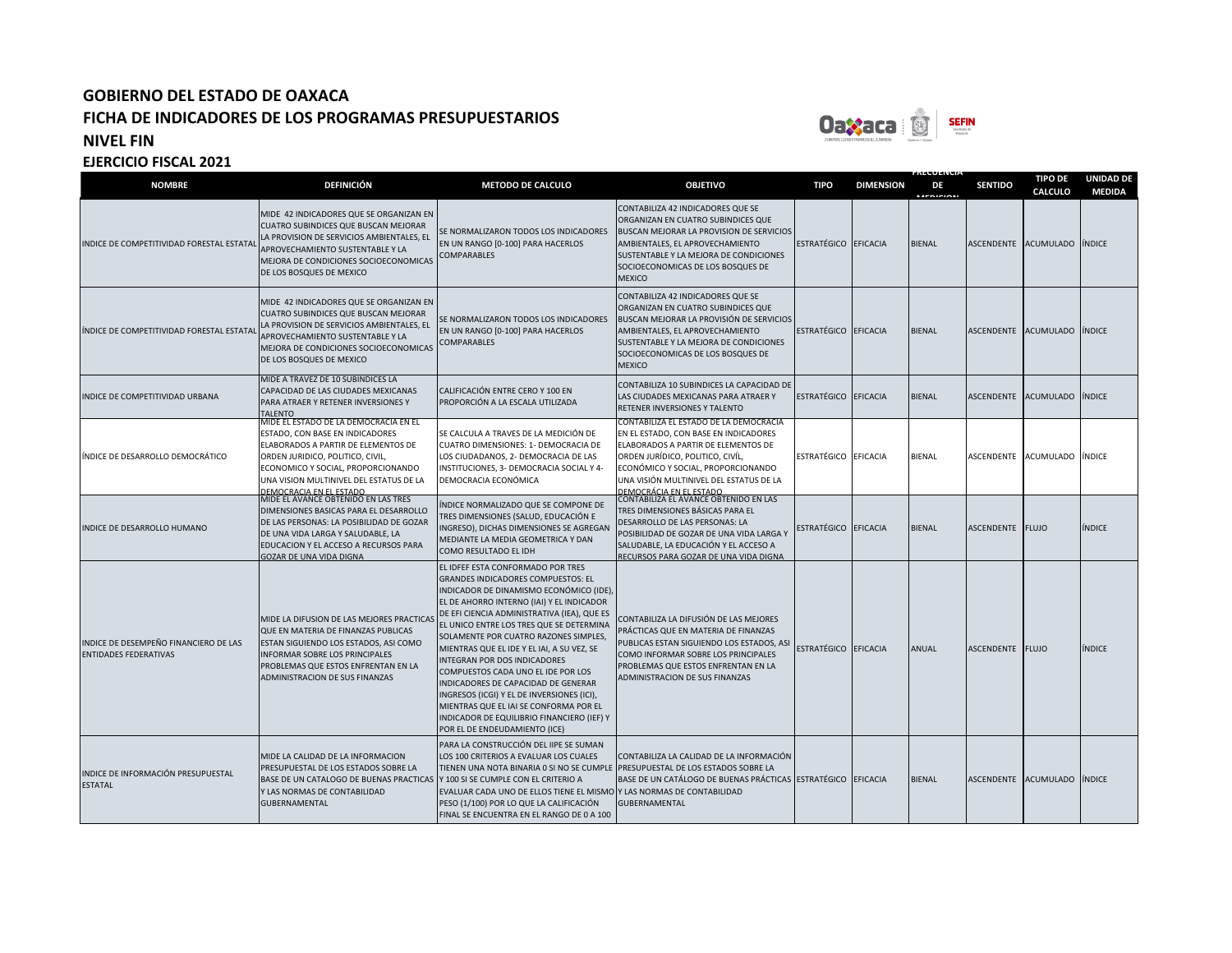# GOBIERNO DEL ESTADO DE OAXACA
## FICHA DE INDICADORES DE LOS PROGRAMAS PRESUPUESTARIOS
## NIVEL FIN
### EJERCICIO FISCAL 2021

| NOMBRE | DEFINICIÓN | METODO DE CALCULO | OBJETIVO | TIPO | DIMENSION | FRECUENCIA DE MEDICION | SENTIDO | TIPO DE CALCULO | UNIDAD DE MEDIDA |
|---|---|---|---|---|---|---|---|---|---|
| INDICE DE COMPETITIVIDAD FORESTAL ESTATAL | MIDE 42 INDICADORES QUE SE ORGANIZAN EN CUATRO SUBINDICES QUE BUSCAN MEJORAR LA PROVISION DE SERVICIOS AMBIENTALES, EL APROVECHAMIENTO SUSTENTABLE Y LA MEJORA DE CONDICIONES SOCIOECONOMICAS DE LOS BOSQUES DE MEXICO | SE NORMALIZARON TODOS LOS INDICADORES EN UN RANGO [0-100] PARA HACERLOS COMPARABLES | CONTABILIZA 42 INDICADORES QUE SE ORGANIZAN EN CUATRO SUBINDICES QUE BUSCAN MEJORAR LA PROVISION DE SERVICIOS AMBIENTALES, EL APROVECHAMIENTO SUSTENTABLE Y LA MEJORA DE CONDICIONES SOCIOECONOMICAS DE LOS BOSQUES DE MEXICO | ESTRATÉGICO | EFICACIA | BIENAL | ASCENDENTE | ACUMULADO | ÍNDICE |
| ÍNDICE DE COMPETITIVIDAD FORESTAL ESTATAL | MIDE 42 INDICADORES QUE SE ORGANIZAN EN CUATRO SUBINDICES QUE BUSCAN MEJORAR LA PROVISION DE SERVICIOS AMBIENTALES, EL APROVECHAMIENTO SUSTENTABLE Y LA MEJORA DE CONDICIONES SOCIOECONOMICAS DE LOS BOSQUES DE MEXICO | SE NORMALIZARON TODOS LOS INDICADORES EN UN RANGO [0-100] PARA HACERLOS COMPARABLES | CONTABILIZA 42 INDICADORES QUE SE ORGANIZAN EN CUATRO SUBINDICES QUE BUSCAN MEJORAR LA PROVISIÓN DE SERVICIOS AMBIENTALES, EL APROVECHAMIENTO SUSTENTABLE Y LA MEJORA DE CONDICIONES SOCIOECONOMICAS DE LOS BOSQUES DE MEXICO | ESTRATÉGICO | EFICACIA | BIENAL | ASCENDENTE | ACUMULADO | ÍNDICE |
| INDICE DE COMPETITIVIDAD URBANA | MIDE A TRAVEZ DE 10 SUBINDICES LA CAPACIDAD DE LAS CIUDADES MEXICANAS PARA ATRAER Y RETENER INVERSIONES Y TALENTO | CALIFICACIÓN ENTRE CERO Y 100 EN PROPORCIÓN A LA ESCALA UTILIZADA | CONTABILIZA 10 SUBINDICES LA CAPACIDAD DE LAS CIUDADES MEXICANAS PARA ATRAER Y RETENER INVERSIONES Y TALENTO | ESTRATÉGICO | EFICACIA | BIENAL | ASCENDENTE | ACUMULADO | ÍNDICE |
| ÍNDICE DE DESARROLLO DEMOCRÁTICO | MIDE EL ESTADO DE LA DEMOCRACIA EN EL ESTADO, CON BASE EN INDICADORES ELABORADOS A PARTIR DE ELEMENTOS DE ORDEN JURIDICO, POLITICO, CIVIL, ECONOMICO Y SOCIAL, PROPORCIONANDO UNA VISION MULTINIVEL DEL ESTATUS DE LA DEMOCRACIA EN EL ESTADO | SE CALCULA A TRAVES DE LA MEDICIÓN DE CUATRO DIMENSIONES: 1- DEMOCRACIA DE LOS CIUDADANOS, 2- DEMOCRACIA DE LAS INSTITUCIONES, 3- DEMOCRACIA SOCIAL Y 4- DEMOCRACIA ECONÓMICA | CONTABILIZA EL ESTADO DE LA DEMOCRACIA EN EL ESTADO, CON BASE EN INDICADORES ELABORADOS A PARTIR DE ELEMENTOS DE ORDEN JURÍDICO, POLÍTICO, CIVÍL, ECONÓMICO Y SOCIAL, PROPORCIONANDO UNA VISIÓN MULTINIVEL DEL ESTATUS DE LA DEMOCRÁCIA EN EL ESTADO | ESTRATÉGICO | EFICACIA | BIENAL | ASCENDENTE | ACUMULADO | ÍNDICE |
| INDICE DE DESARROLLO HUMANO | MIDE EL AVANCE OBTENIDO EN LAS TRES DIMENSIONES BASICAS PARA EL DESARROLLO DE LAS PERSONAS: LA POSIBILIDAD DE GOZAR DE UNA VIDA LARGA Y SALUDABLE, LA EDUCACION Y EL ACCESO A RECURSOS PARA GOZAR DE UNA VIDA DIGNA | ÍNDICE NORMALIZADO QUE SE COMPONE DE TRES DIMENSIONES (SALUD, EDUCACIÓN E INGRESO), DICHAS DIMENSIONES SE AGREGAN MEDIANTE LA MEDIA GEOMETRICA Y DAN COMO RESULTADO EL IDH | CONTABILIZA EL AVANCE OBTENIDO EN LAS TRES DIMENSIONES BÁSICAS PARA EL DESARROLLO DE LAS PERSONAS: LA POSIBILIDAD DE GOZAR DE UNA VIDA LARGA Y SALUDABLE, LA EDUCACIÓN Y EL ACCESO A RECURSOS PARA GOZAR DE UNA VIDA DIGNA | ESTRATÉGICO | EFICACIA | BIENAL | ASCENDENTE | FLUJO | ÍNDICE |
| INDICE DE DESEMPEÑO FINANCIERO DE LAS ENTIDADES FEDERATIVAS | MIDE LA DIFUSION DE LAS MEJORES PRACTICAS QUE EN MATERIA DE FINANZAS PUBLICAS ESTAN SIGUIENDO LOS ESTADOS, ASI COMO INFORMAR SOBRE LOS PRINCIPALES PROBLEMAS QUE ESTOS ENFRENTAN EN LA ADMINISTRACION DE SUS FINANZAS | EL IDFEF ESTA CONFORMADO POR TRES GRANDES INDICADORES COMPUESTOS: EL INDICADOR DE DINAMISMO ECONÓMICO (IDE), EL DE AHORRO INTERNO (IAI) Y EL INDICADOR DE EFI CIENCIA ADMINISTRATIVA (IEA), QUE ES EL UNICO ENTRE LOS TRES QUE SE DETERMINA SOLAMENTE POR CUATRO RAZONES SIMPLES, MIENTRAS QUE EL IDE Y EL IAI, A SU VEZ, SE INTEGRAN POR DOS INDICADORES COMPUESTOS CADA UNO EL IDE POR LOS INDICADORES DE CAPACIDAD DE GENERAR INGRESOS (ICGI) Y EL DE INVERSIONES (ICI), MIENTRAS QUE EL IAI SE CONFORMA POR EL INDICADOR DE EQUILIBRIO FINANCIERO (IEF) Y POR EL DE ENDEUDAMIENTO (ICE) | CONTABILIZA LA DIFUSIÓN DE LAS MEJORES PRÁCTICAS QUE EN MATERIA DE FINANZAS PUBLICAS ESTAN SIGUIENDO LOS ESTADOS, ASI COMO INFORMAR SOBRE LOS PRINCIPALES PROBLEMAS QUE ESTOS ENFRENTAN EN LA ADMINISTRACION DE SUS FINANZAS | ESTRATÉGICO | EFICACIA | ANUAL | ASCENDENTE | FLUJO | ÍNDICE |
| INDICE DE INFORMACIÓN PRESUPUESTAL ESTATAL | MIDE LA CALIDAD DE LA INFORMACION PRESUPUESTAL DE LOS ESTADOS SOBRE LA BASE DE UN CATALOGO DE BUENAS PRACTICAS Y LAS NORMAS DE CONTABILIDAD GUBERNAMENTAL | PARA LA CONSTRUCCIÓN DEL IIPE SE SUMAN LOS 100 CRITERIOS A EVALUAR LOS CUALES TIENEN UNA NOTA BINARIA 0 SI NO SE CUMPLE Y 100 SI SE CUMPLE CON EL CRITERIO A EVALUAR CADA UNO DE ELLOS TIENE EL MISMO PESO (1/100) POR LO QUE LA CALIFICACIÓN FINAL SE ENCUENTRA EN EL RANGO DE 0 A 100 | CONTABILIZA LA CALIDAD DE LA INFORMACIÓN PRESUPUESTAL DE LOS ESTADOS SOBRE LA BASE DE UN CATÁLOGO DE BUENAS PRÁCTICAS Y LAS NORMAS DE CONTABILIDAD GUBERNAMENTAL | ESTRATÉGICO | EFICACIA | BIENAL | ASCENDENTE | ACUMULADO | ÍNDICE |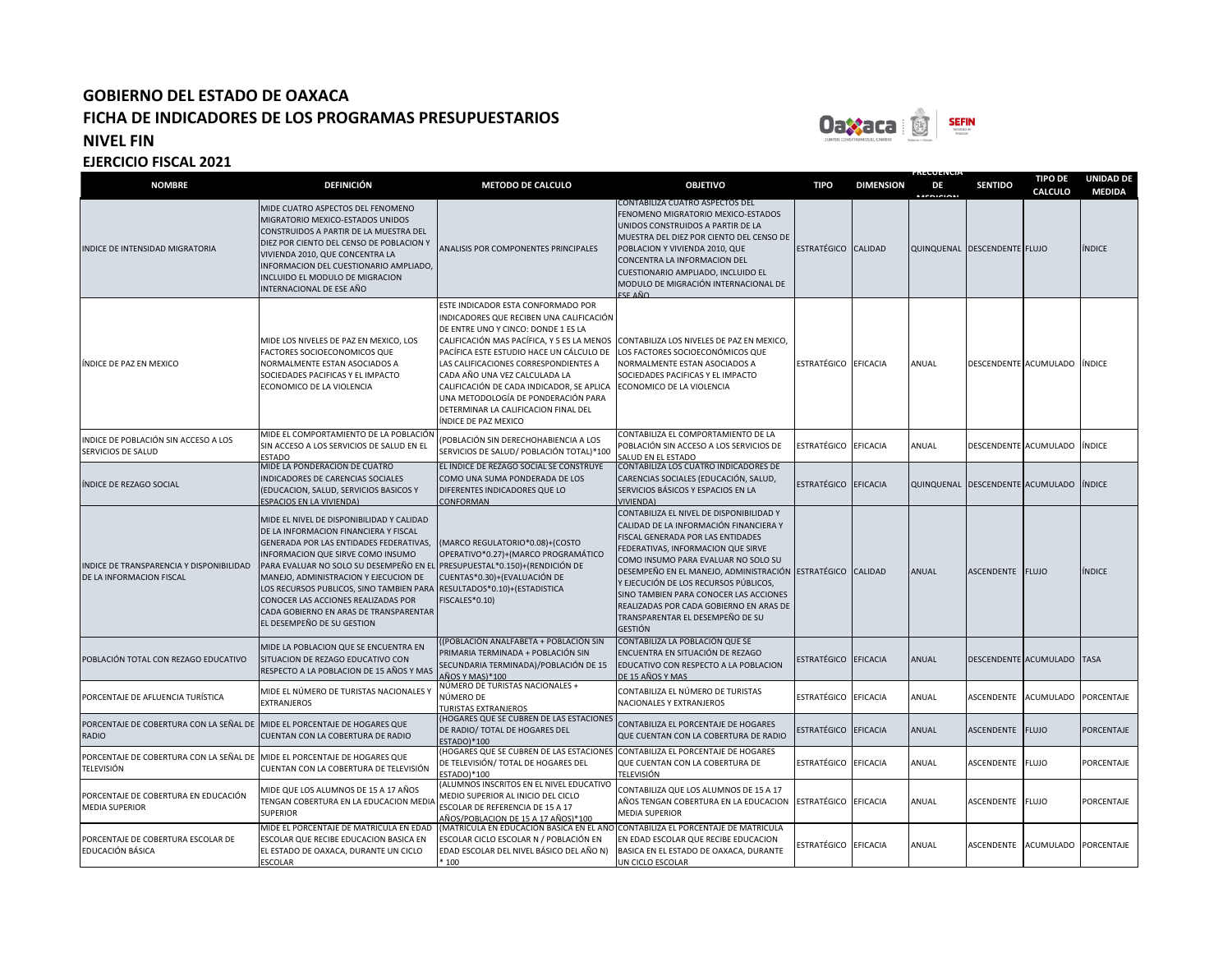# GOBIERNO DEL ESTADO DE OAXACA
## FICHA DE INDICADORES DE LOS PROGRAMAS PRESUPUESTARIOS
## NIVEL FIN
## EJERCICIO FISCAL 2021

| NOMBRE | DEFINICIÓN | METODO DE CALCULO | OBJETIVO | TIPO | DIMENSION | FRECUENCIA DE MEDICION | SENTIDO | TIPO DE CALCULO | UNIDAD DE MEDIDA |
|---|---|---|---|---|---|---|---|---|---|
| INDICE DE INTENSIDAD MIGRATORIA | MIDE CUATRO ASPECTOS DEL FENOMENO MIGRATORIO MEXICO-ESTADOS UNIDOS CONSTRUIDOS A PARTIR DE LA MUESTRA DEL DIEZ POR CIENTO DEL CENSO DE POBLACION Y VIVIENDA 2010, QUE CONCENTRA LA INFORMACION DEL CUESTIONARIO AMPLIADO, INCLUIDO EL MODULO DE MIGRACION INTERNACIONAL DE ESE AÑO | ANALISIS POR COMPONENTES PRINCIPALES | CONTABILIZA CUATRO ASPECTOS DEL FENOMENO MIGRATORIO MEXICO-ESTADOS UNIDOS CONSTRUIDOS A PARTIR DE LA MUESTRA DEL DIEZ POR CIENTO DEL CENSO DE POBLACION Y VIVIENDA 2010, QUE CONCENTRA LA INFORMACION DEL CUESTIONARIO AMPLIADO, INCLUIDO EL MODULO DE MIGRACIÓN INTERNACIONAL DE ESE AÑO | ESTRATÉGICO | CALIDAD | QUINQUENAL | DESCENDENTE | FLUJO | ÍNDICE |
| ÍNDICE DE PAZ EN MEXICO | MIDE LOS NIVELES DE PAZ EN MEXICO, LOS FACTORES SOCIOECONOMICOS QUE NORMALMENTE ESTAN ASOCIADOS A SOCIEDADES PACIFICAS Y EL IMPACTO ECONOMICO DE LA VIOLENCIA | ESTE INDICADOR ESTA CONFORMADO POR INDICADORES QUE RECIBEN UNA CALIFICACIÓN DE ENTRE UNO Y CINCO: DONDE 1 ES LA CALIFICACIÓN MAS PACÍFICA, Y 5 ES LA MENOS PACÍFICA ESTE ESTUDIO HACE UN CÁLCULO DE LAS CALIFICACIONES CORRESPONDIENTES A CADA AÑO UNA VEZ CALCULADA LA CALIFICACIÓN DE CADA INDICADOR, SE APLICA UNA METODOLOGÍA DE PONDERACIÓN PARA DETERMINAR LA CALIFICACION FINAL DEL ÍNDICE DE PAZ MEXICO | CONTABILIZA LOS NIVELES DE PAZ EN MEXICO, LOS FACTORES SOCIOECONÓMICOS QUE NORMALMENTE ESTAN ASOCIADOS A SOCIEDADES PACIFICAS Y EL IMPACTO ECONOMICO DE LA VIOLENCIA | ESTRATÉGICO | EFICACIA | ANUAL | DESCENDENTE | ACUMULADO | ÍNDICE |
| INDICE DE POBLACIÓN SIN ACCESO A LOS SERVICIOS DE SALUD | MIDE EL COMPORTAMIENTO DE LA POBLACIÓN SIN ACCESO A LOS SERVICIOS DE SALUD EN EL ESTADO | (POBLACIÓN SIN DERECHOHABIENCIA A LOS SERVICIOS DE SALUD/ POBLACIÓN TOTAL)*100 | CONTABILIZA EL COMPORTAMIENTO DE LA POBLACIÓN SIN ACCESO A LOS SERVICIOS DE SALUD EN EL ESTADO | ESTRATÉGICO | EFICACIA | ANUAL | DESCENDENTE | ACUMULADO | ÍNDICE |
| ÍNDICE DE REZAGO SOCIAL | MIDE LA PONDERACION DE CUATRO INDICADORES DE CARENCIAS SOCIALES (EDUCACION, SALUD, SERVICIOS BASICOS Y ESPACIOS EN LA VIVIENDA) | EL ÍNDICE DE REZAGO SOCIAL SE CONSTRUYE COMO UNA SUMA PONDERADA DE LOS DIFERENTES INDICADORES QUE LO CONFORMAN | CONTABILIZA LOS CUATRO INDICADORES DE CARENCIAS SOCIALES (EDUCACIÓN, SALUD, SERVICIOS BÁSICOS Y ESPACIOS EN LA VIVIENDA) | ESTRATÉGICO | EFICACIA | QUINQUENAL | DESCENDENTE | ACUMULADO | ÍNDICE |
| INDICE DE TRANSPARENCIA Y DISPONIBILIDAD DE LA INFORMACION FISCAL | MIDE EL NIVEL DE DISPONIBILIDAD Y CALIDAD DE LA INFORMACION FINANCIERA Y FISCAL GENERADA POR LAS ENTIDADES FEDERATIVAS, INFORMACION QUE SIRVE COMO INSUMO PARA EVALUAR NO SOLO SU DESEMPEÑO EN EL MANEJO, ADMINISTRACION Y EJECUCION DE LOS RECURSOS PUBLICOS, SINO TAMBIEN PARA CONOCER LAS ACCIONES REALIZADAS POR CADA GOBIERNO EN ARAS DE TRANSPARENTAR EL DESEMPEÑO DE SU GESTION | (MARCO REGULATORIO*0.08)+(COSTO OPERATIVO*0.27)+(MARCO PROGRAMÁTICO PRESUPUESTAL*0.150)+(RENDICIÓN DE CUENTAS*0.30)+(EVALUACIÓN DE RESULTADOS*0.10)+(ESTADISTICA FISCALES*0.10) | CONTABILIZA EL NIVEL DE DISPONIBILIDAD Y CALIDAD DE LA INFORMACIÓN FINANCIERA Y FISCAL GENERADA POR LAS ENTIDADES FEDERATIVAS, INFORMACION QUE SIRVE COMO INSUMO PARA EVALUAR NO SOLO SU DESEMPEÑO EN EL MANEJO, ADMINISTRACIÓN Y EJECUCIÓN DE LOS RECURSOS PÚBLICOS, SINO TAMBIEN PARA CONOCER LAS ACCIONES REALIZADAS POR CADA GOBIERNO EN ARAS DE TRANSPARENTAR EL DESEMPEÑO DE SU GESTIÓN | ESTRATÉGICO | CALIDAD | ANUAL | ASCENDENTE | FLUJO | ÍNDICE |
| POBLACIÓN TOTAL CON REZAGO EDUCATIVO | MIDE LA POBLACION QUE SE ENCUENTRA EN SITUACION DE REZAGO EDUCATIVO CON RESPECTO A LA POBLACION DE 15 AÑOS Y MAS | ((POBLACIÓN ANALFABETA + POBLACIÓN SIN PRIMARIA TERMINADA + POBLACIÓN SIN SECUNDARIA TERMINADA)/POBLACIÓN DE 15 AÑOS Y MAS)*100 | CONTABILIZA LA POBLACION QUE SE ENCUENTRA EN SITUACIÓN DE REZAGO EDUCATIVO CON RESPECTO A LA POBLACION DE 15 AÑOS Y MAS | ESTRATÉGICO | EFICACIA | ANUAL | DESCENDENTE | ACUMULADO | TASA |
| PORCENTAJE DE AFLUENCIA TURÍSTICA | MIDE EL NÚMERO DE TURISTAS NACIONALES Y EXTRANJEROS | NÚMERO DE TURISTAS NACIONALES + NÚMERO DE TURISTAS EXTRANJEROS | CONTABILIZA EL NÚMERO DE TURISTAS NACIONALES Y EXTRANJEROS | ESTRATÉGICO | EFICACIA | ANUAL | ASCENDENTE | ACUMULADO | PORCENTAJE |
| PORCENTAJE DE COBERTURA CON LA SEÑAL DE RADIO | MIDE EL PORCENTAJE DE HOGARES QUE CUENTAN CON LA COBERTURA DE RADIO | (HOGARES QUE SE CUBREN DE LAS ESTACIONES DE RADIO/ TOTAL DE HOGARES DEL ESTADO)*100 | CONTABILIZA EL PORCENTAJE DE HOGARES QUE CUENTAN CON LA COBERTURA DE RADIO | ESTRATÉGICO | EFICACIA | ANUAL | ASCENDENTE | FLUJO | PORCENTAJE |
| PORCENTAJE DE COBERTURA CON LA SEÑAL DE TELEVISIÓN | MIDE EL PORCENTAJE DE HOGARES QUE CUENTAN CON LA COBERTURA DE TELEVISIÓN | (HOGARES QUE SE CUBREN DE LAS ESTACIONES DE TELEVISIÓN/ TOTAL DE HOGARES DEL ESTADO)*100 | CONTABILIZA EL PORCENTAJE DE HOGARES QUE CUENTAN CON LA COBERTURA DE TELEVISIÓN | ESTRATÉGICO | EFICACIA | ANUAL | ASCENDENTE | FLUJO | PORCENTAJE |
| PORCENTAJE DE COBERTURA EN EDUCACIÓN MEDIA SUPERIOR | MIDE QUE LOS ALUMNOS DE 15 A 17 AÑOS TENGAN COBERTURA EN LA EDUCACION MEDIA SUPERIOR | (ALUMNOS INSCRITOS EN EL NIVEL EDUCATIVO MEDIO SUPERIOR AL INICIO DEL CICLO ESCOLAR DE REFERENCIA DE 15 A 17 AÑOS/POBLACION DE 15 A 17 AÑOS)*100 | CONTABILIZA QUE LOS ALUMNOS DE 15 A 17 AÑOS TENGAN COBERTURA EN LA EDUCACION MEDIA SUPERIOR | ESTRATÉGICO | EFICACIA | ANUAL | ASCENDENTE | FLUJO | PORCENTAJE |
| PORCENTAJE DE COBERTURA ESCOLAR DE EDUCACIÓN BÁSICA | MIDE EL PORCENTAJE DE MATRICULA EN EDAD ESCOLAR QUE RECIBE EDUCACION BASICA EN EL ESTADO DE OAXACA, DURANTE UN CICLO ESCOLAR | (MATRICULA EN EDUCACIÓN BÁSICA EN EL AÑO ESCOLAR CICLO ESCOLAR N / POBLACIÓN EN EDAD ESCOLAR DEL NIVEL BÁSICO DEL AÑO N) * 100 | CONTABILIZA EL PORCENTAJE DE MATRICULA EN EDAD ESCOLAR QUE RECIBE EDUCACION BASICA EN EL ESTADO DE OAXACA, DURANTE UN CICLO ESCOLAR | ESTRATÉGICO | EFICACIA | ANUAL | ASCENDENTE | ACUMULADO | PORCENTAJE |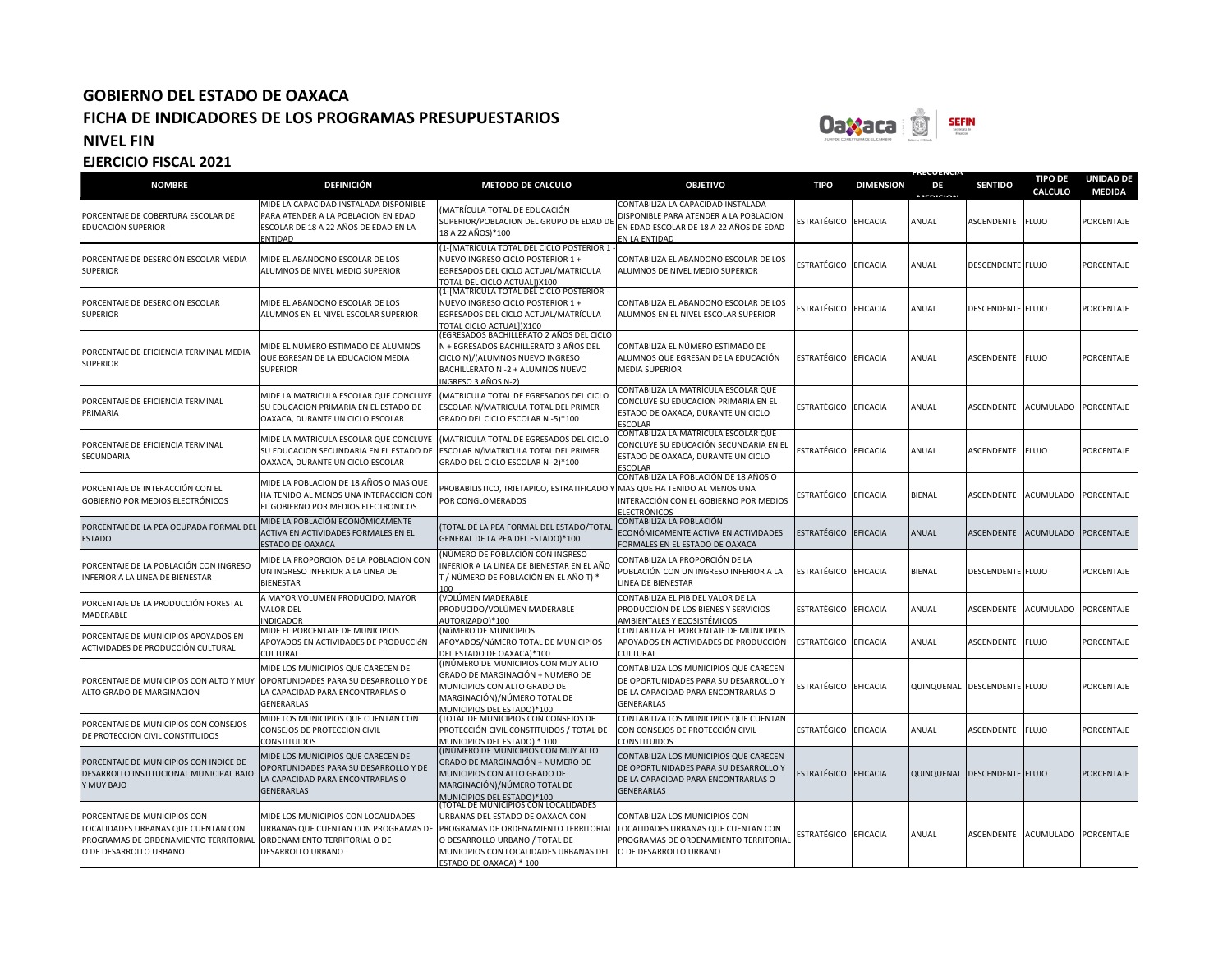# GOBIERNO DEL ESTADO DE OAXACA
## FICHA DE INDICADORES DE LOS PROGRAMAS PRESUPUESTARIOS
## NIVEL FIN
## EJERCICIO FISCAL 2021

| NOMBRE | DEFINICIÓN | METODO DE CALCULO | OBJETIVO | TIPO | DIMENSION | FRECUENCIA DE MEDICION | SENTIDO | TIPO DE CALCULO | UNIDAD DE MEDIDA |
|---|---|---|---|---|---|---|---|---|---|
| PORCENTAJE DE COBERTURA ESCOLAR DE EDUCACIÓN SUPERIOR | MIDE LA CAPACIDAD INSTALADA DISPONIBLE PARA ATENDER A LA POBLACION EN EDAD ESCOLAR DE 18 A 22 AÑOS DE EDAD EN LA ENTIDAD | (MATRÍCULA TOTAL DE EDUCACIÓN SUPERIOR/POBLACION DEL GRUPO DE EDAD DE 18 A 22 AÑOS)*100 | CONTABILIZA LA CAPACIDAD INSTALADA DISPONIBLE PARA ATENDER A LA POBLACION EN EDAD ESCOLAR DE 18 A 22 AÑOS DE EDAD EN LA ENTIDAD | ESTRATÉGICO | EFICACIA | ANUAL | ASCENDENTE | FLUJO | PORCENTAJE |
| PORCENTAJE DE DESERCIÓN ESCOLAR MEDIA SUPERIOR | MIDE EL ABANDONO ESCOLAR DE LOS ALUMNOS DE NIVEL MEDIO SUPERIOR | (1-[MATRÍCULA TOTAL DEL CICLO POSTERIOR 1 - NUEVO INGRESO CICLO POSTERIOR 1 + EGRESADOS DEL CICLO ACTUAL/MATRICULA TOTAL DEL CICLO ACTUAL])X100 | CONTABILIZA EL ABANDONO ESCOLAR DE LOS ALUMNOS DE NIVEL MEDIO SUPERIOR | ESTRATÉGICO | EFICACIA | ANUAL | DESCENDENTE | FLUJO | PORCENTAJE |
| PORCENTAJE DE DESERCION ESCOLAR SUPERIOR | MIDE EL ABANDONO ESCOLAR DE LOS ALUMNOS EN EL NIVEL ESCOLAR SUPERIOR | (1-[MATRÍCULA TOTAL DEL CICLO POSTERIOR - NUEVO INGRESO CICLO POSTERIOR 1 + EGRESADOS DEL CICLO ACTUAL/MATRÍCULA TOTAL CICLO ACTUAL])X100 | CONTABILIZA EL ABANDONO ESCOLAR DE LOS ALUMNOS EN EL NIVEL ESCOLAR SUPERIOR | ESTRATÉGICO | EFICACIA | ANUAL | DESCENDENTE | FLUJO | PORCENTAJE |
| PORCENTAJE DE EFICIENCIA TERMINAL MEDIA SUPERIOR | MIDE EL NUMERO ESTIMADO DE ALUMNOS QUE EGRESAN DE LA EDUCACION MEDIA SUPERIOR | (EGRESADOS BACHILLERATO 2 AÑOS DEL CICLO N + EGRESADOS BACHILLERATO 3 AÑOS DEL CICLO N)/(ALUMNOS NUEVO INGRESO BACHILLERATO N -2 + ALUMNOS NUEVO INGRESO 3 AÑOS N-2) | CONTABILIZA EL NÚMERO ESTIMADO DE ALUMNOS QUE EGRESAN DE LA EDUCACIÓN MEDIA SUPERIOR | ESTRATÉGICO | EFICACIA | ANUAL | ASCENDENTE | FLUJO | PORCENTAJE |
| PORCENTAJE DE EFICIENCIA TERMINAL PRIMARIA | MIDE LA MATRICULA ESCOLAR QUE CONCLUYE SU EDUCACION PRIMARIA EN EL ESTADO DE OAXACA, DURANTE UN CICLO ESCOLAR | (MATRICULA TOTAL DE EGRESADOS DEL CICLO ESCOLAR N/MATRICULA TOTAL DEL PRIMER GRADO DEL CICLO ESCOLAR N -5)*100 | CONTABILIZA LA MATRÍCULA ESCOLAR QUE CONCLUYE SU EDUCACION PRIMARIA EN EL ESTADO DE OAXACA, DURANTE UN CICLO ESCOLAR | ESTRATÉGICO | EFICACIA | ANUAL | ASCENDENTE | ACUMULADO | PORCENTAJE |
| PORCENTAJE DE EFICIENCIA TERMINAL SECUNDARIA | MIDE LA MATRICULA ESCOLAR QUE CONCLUYE SU EDUCACION SECUNDARIA EN EL ESTADO DE OAXACA, DURANTE UN CICLO ESCOLAR | (MATRICULA TOTAL DE EGRESADOS DEL CICLO ESCOLAR N/MATRICULA TOTAL DEL PRIMER GRADO DEL CICLO ESCOLAR N -2)*100 | CONTABILIZA LA MATRÍCULA ESCOLAR QUE CONCLUYE SU EDUCACIÓN SECUNDARIA EN EL ESTADO DE OAXACA, DURANTE UN CICLO ESCOLAR | ESTRATÉGICO | EFICACIA | ANUAL | ASCENDENTE | FLUJO | PORCENTAJE |
| PORCENTAJE DE INTERACCIÓN CON EL GOBIERNO POR MEDIOS ELECTRÓNICOS | MIDE LA POBLACION DE 18 AÑOS O MAS QUE HA TENIDO AL MENOS UNA INTERACCION CON EL GOBIERNO POR MEDIOS ELECTRONICOS | PROBABILISTICO, TRIETAPICO, ESTRATIFICADO Y POR CONGLOMERADOS | CONTABILIZA LA POBLACIÓN DE 18 AÑOS O MAS QUE HA TENIDO AL MENOS UNA INTERACCIÓN CON EL GOBIERNO POR MEDIOS ELECTRÓNICOS | ESTRATÉGICO | EFICACIA | BIENAL | ASCENDENTE | ACUMULADO | PORCENTAJE |
| PORCENTAJE DE LA PEA OCUPADA FORMAL DEL ESTADO | MIDE LA POBLACIÓN ECONÓMICAMENTE ACTIVA EN ACTIVIDADES FORMALES EN EL ESTADO DE OAXACA | (TOTAL DE LA PEA FORMAL DEL ESTADO/TOTAL GENERAL DE LA PEA DEL ESTADO)*100 | CONTABILIZA LA POBLACIÓN ECONÓMICAMENTE ACTIVA EN ACTIVIDADES FORMALES EN EL ESTADO DE OAXACA | ESTRATÉGICO | EFICACIA | ANUAL | ASCENDENTE | ACUMULADO | PORCENTAJE |
| PORCENTAJE DE LA POBLACIÓN CON INGRESO INFERIOR A LA LINEA DE BIENESTAR | MIDE LA PROPORCION DE LA POBLACION CON UN INGRESO INFERIOR A LA LINEA DE BIENESTAR | (NÚMERO DE POBLACIÓN CON INGRESO INFERIOR A LA LINEA DE BIENESTAR EN EL AÑO T / NÚMERO DE POBLACIÓN EN EL AÑO T) * 100 | CONTABILIZA LA PROPORCIÓN DE LA POBLACIÓN CON UN INGRESO INFERIOR A LA LINEA DE BIENESTAR | ESTRATÉGICO | EFICACIA | BIENAL | DESCENDENTE | FLUJO | PORCENTAJE |
| PORCENTAJE DE LA PRODUCCIÓN FORESTAL MADERABLE | A MAYOR VOLUMEN PRODUCIDO, MAYOR VALOR DEL INDICADOR | (VOLÚMEN MADERABLE PRODUCIDO/VOLÚMEN MADERABLE AUTORIZADO)*100 | CONTABILIZA EL PIB DEL VALOR DE LA PRODUCCIÓN DE LOS BIENES Y SERVICIOS AMBIENTALES Y ECOSISTÉMICOS | ESTRATÉGICO | EFICACIA | ANUAL | ASCENDENTE | ACUMULADO | PORCENTAJE |
| PORCENTAJE DE MUNICIPIOS APOYADOS EN ACTIVIDADES DE PRODUCCIÓN CULTURAL | MIDE EL PORCENTAJE DE MUNICIPIOS APOYADOS EN ACTIVIDADES DE PRODUCCIóN CULTURAL | (NúMERO DE MUNICIPIOS APOYADOS/NúMERO TOTAL DE MUNICIPIOS DEL ESTADO DE OAXACA)*100 | CONTABILIZA EL PORCENTAJE DE MUNICIPIOS APOYADOS EN ACTIVIDADES DE PRODUCCIÓN CULTURAL | ESTRATÉGICO | EFICACIA | ANUAL | ASCENDENTE | FLUJO | PORCENTAJE |
| PORCENTAJE DE MUNICIPIOS CON ALTO Y MUY ALTO GRADO DE MARGINACIÓN | MIDE LOS MUNICIPIOS QUE CARECEN DE OPORTUNIDADES PARA SU DESARROLLO Y DE LA CAPACIDAD PARA ENCONTRARLAS O GENERARLAS | ((NÚMERO DE MUNICIPIOS CON MUY ALTO GRADO DE MARGINACIÓN + NUMERO DE MUNICIPIOS CON ALTO GRADO DE MARGINACIÓN)/NÚMERO TOTAL DE MUNICIPIOS DEL ESTADO)*100 | CONTABILIZA LOS MUNICIPIOS QUE CARECEN DE OPORTUNIDADES PARA SU DESARROLLO Y DE LA CAPACIDAD PARA ENCONTRARLAS O GENERARLAS | ESTRATÉGICO | EFICACIA | QUINQUENAL | DESCENDENTE | FLUJO | PORCENTAJE |
| PORCENTAJE DE MUNICIPIOS CON CONSEJOS DE PROTECCION CIVIL CONSTITUIDOS | MIDE LOS MUNICIPIOS QUE CUENTAN CON CONSEJOS DE PROTECCION CIVIL CONSTITUIDOS | (TOTAL DE MUNICIPIOS CON CONSEJOS DE PROTECCIÓN CIVIL CONSTITUIDOS / TOTAL DE MUNICIPIOS DEL ESTADO) * 100 | CONTABILIZA LOS MUNICIPIOS QUE CUENTAN CON CONSEJOS DE PROTECCIÓN CIVIL CONSTITUIDOS | ESTRATÉGICO | EFICACIA | ANUAL | ASCENDENTE | FLUJO | PORCENTAJE |
| PORCENTAJE DE MUNICIPIOS CON INDICE DE DESARROLLO INSTITUCIONAL MUNICIPAL BAJO Y MUY BAJO | MIDE LOS MUNICIPIOS QUE CARECEN DE OPORTUNIDADES PARA SU DESARROLLO Y DE LA CAPACIDAD PARA ENCONTRARLAS O GENERARLAS | ((NÚMERO DE MUNICIPIOS CON MUY ALTO GRADO DE MARGINACIÓN + NUMERO DE MUNICIPIOS CON ALTO GRADO DE MARGINACIÓN)/NÚMERO TOTAL DE MUNICIPIOS DEL ESTADO)*100 | CONTABILIZA LOS MUNICIPIOS QUE CARECEN DE OPORTUNIDADES PARA SU DESARROLLO Y DE LA CAPACIDAD PARA ENCONTRARLAS O GENERARLAS | ESTRATÉGICO | EFICACIA | QUINQUENAL | DESCENDENTE | FLUJO | PORCENTAJE |
| PORCENTAJE DE MUNICIPIOS CON LOCALIDADES URBANAS QUE CUENTAN CON PROGRAMAS DE ORDENAMIENTO TERRITORIAL O DE DESARROLLO URBANO | MIDE LOS MUNICIPIOS CON LOCALIDADES URBANAS QUE CUENTAN CON PROGRAMAS DE ORDENAMIENTO TERRITORIAL O DE DESARROLLO URBANO | (TOTAL DE MUNICIPIOS CON LOCALIDADES URBANAS DEL ESTADO DE OAXACA CON PROGRAMAS DE ORDENAMIENTO TERRITORIAL O DESARROLLO URBANO / TOTAL DE MUNICIPIOS CON LOCALIDADES URBANAS DEL ESTADO DE OAXACA) * 100 | CONTABILIZA LOS MUNICIPIOS CON LOCALIDADES URBANAS QUE CUENTAN CON PROGRAMAS DE ORDENAMIENTO TERRITORIAL O DE DESARROLLO URBANO | ESTRATÉGICO | EFICACIA | ANUAL | ASCENDENTE | ACUMULADO | PORCENTAJE |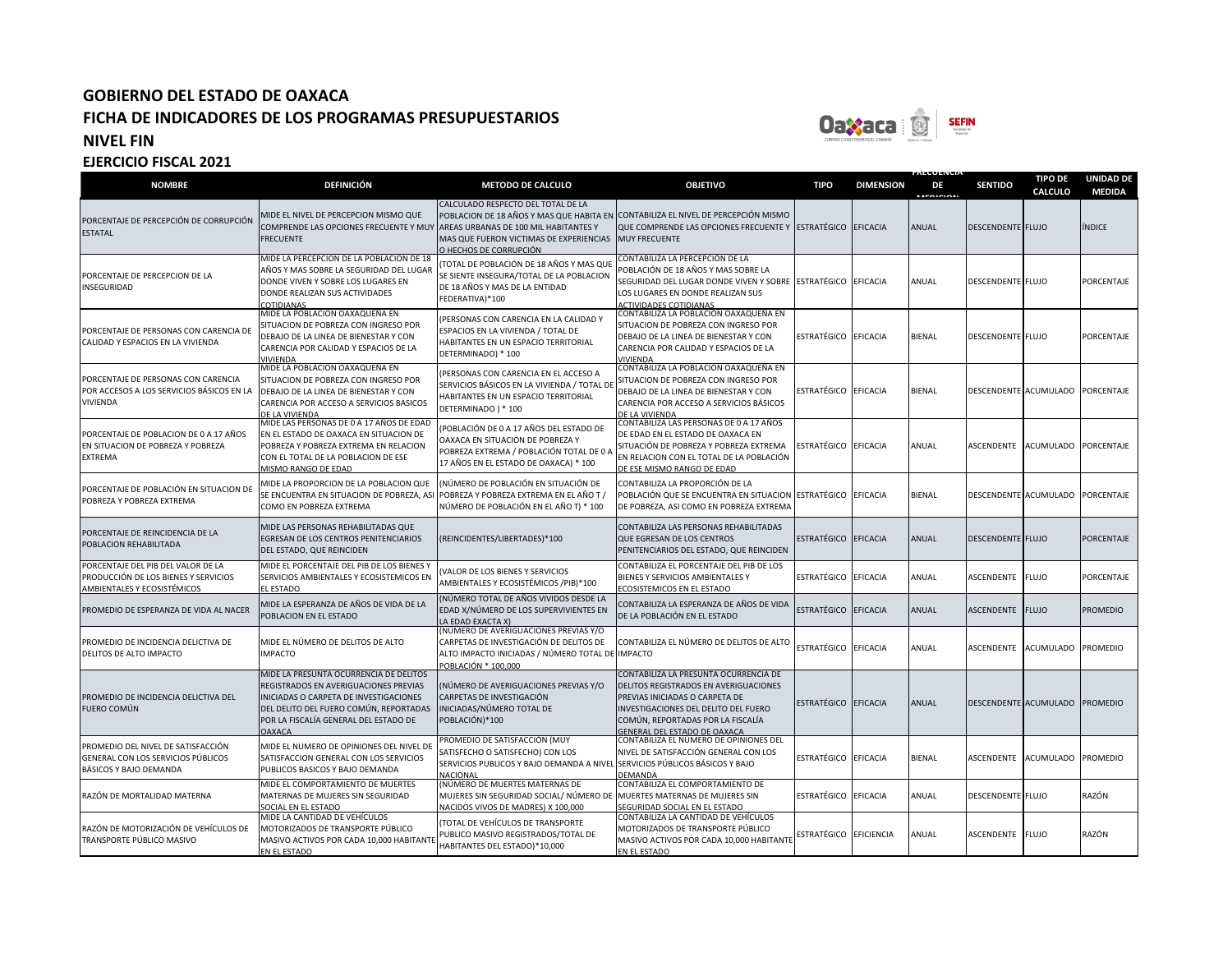# GOBIERNO DEL ESTADO DE OAXACA
## FICHA DE INDICADORES DE LOS PROGRAMAS PRESUPUESTARIOS
## NIVEL FIN
### EJERCICIO FISCAL 2021

| NOMBRE | DEFINICIÓN | METODO DE CALCULO | OBJETIVO | TIPO | DIMENSION | FRECUENCIA DE MEDICION | SENTIDO | TIPO DE CALCULO | UNIDAD DE MEDIDA |
|---|---|---|---|---|---|---|---|---|---|
| PORCENTAJE DE PERCEPCIÓN DE CORRUPCIÓN ESTATAL | MIDE EL NIVEL DE PERCEPCION MISMO QUE COMPRENDE LAS OPCIONES FRECUENTE Y MUY FRECUENTE | CALCULADO RESPECTO DEL TOTAL DE LA POBLACION DE 18 AÑOS Y MAS QUE HABITA EN AREAS URBANAS DE 100 MIL HABITANTES Y MAS QUE FUERON VICTIMAS DE EXPERIENCIAS O HECHOS DE CORRUPCIÓN | CONTABILIZA EL NIVEL DE PERCEPCIÓN MISMO QUE COMPRENDE LAS OPCIONES FRECUENTE Y MUY FRECUENTE | ESTRATÉGICO | EFICACIA | ANUAL | DESCENDENTE | FLUJO | ÍNDICE |
| PORCENTAJE DE PERCEPCION DE LA INSEGURIDAD | MIDE LA PERCEPCION DE LA POBLACION DE 18 AÑOS Y MAS SOBRE LA SEGURIDAD DEL LUGAR DONDE VIVEN Y SOBRE LOS LUGARES EN DONDE REALIZAN SUS ACTIVIDADES COTIDIANAS | (TOTAL DE POBLACIÓN DE 18 AÑOS Y MAS QUE SE SIENTE INSEGURA/TOTAL DE LA POBLACION DE 18 AÑOS Y MAS DE LA ENTIDAD FEDERATIVA)*100 | CONTABILIZA LA PERCEPCIÓN DE LA POBLACIÓN DE 18 AÑOS Y MAS SOBRE LA SEGURIDAD DEL LUGAR DONDE VIVEN Y SOBRE LOS LUGARES EN DONDE REALIZAN SUS ACTIVIDADES COTIDIANAS | ESTRATÉGICO | EFICACIA | ANUAL | DESCENDENTE | FLUJO | PORCENTAJE |
| PORCENTAJE DE PERSONAS CON CARENCIA DE CALIDAD Y ESPACIOS EN LA VIVIENDA | MIDE LA POBLACION OAXAQUEÑA EN SITUACION DE POBREZA CON INGRESO POR DEBAJO DE LA LINEA DE BIENESTAR Y CON CARENCIA POR CALIDAD Y ESPACIOS DE LA VIVIENDA | (PERSONAS CON CARENCIA EN LA CALIDAD Y ESPACIOS EN LA VIVIENDA / TOTAL DE HABITANTES EN UN ESPACIO TERRITORIAL DETERMINADO) * 100 | CONTABILIZA LA POBLACIÓN OAXAQUEÑA EN SITUACION DE POBREZA CON INGRESO POR DEBAJO DE LA LINEA DE BIENESTAR Y CON CARENCIA POR CALIDAD Y ESPACIOS DE LA VIVIENDA | ESTRATÉGICO | EFICACIA | BIENAL | DESCENDENTE | FLUJO | PORCENTAJE |
| PORCENTAJE DE PERSONAS CON CARENCIA POR ACCESOS A LOS SERVICIOS BÁSICOS EN LA VIVIENDA | MIDE LA POBLACION OAXAQUEÑA EN SITUACION DE POBREZA CON INGRESO POR DEBAJO DE LA LINEA DE BIENESTAR Y CON CARENCIA POR ACCESO A SERVICIOS BASICOS DE LA VIVIENDA | (PERSONAS CON CARENCIA EN EL ACCESO A SERVICIOS BÁSICOS EN LA VIVIENDA / TOTAL DE HABITANTES EN UN ESPACIO TERRITORIAL DETERMINADO ) * 100 | CONTABILIZA LA POBLACIÓN OAXAQUEÑA EN SITUACION DE POBREZA CON INGRESO POR DEBAJO DE LA LINEA DE BIENESTAR Y CON CARENCIA POR ACCESO A SERVICIOS BÁSICOS DE LA VIVIENDA | ESTRATÉGICO | EFICACIA | BIENAL | DESCENDENTE | ACUMULADO | PORCENTAJE |
| PORCENTAJE DE POBLACION DE 0 A 17 AÑOS EN SITUACION DE POBREZA Y POBREZA EXTREMA | MIDE LAS PERSONAS DE 0 A 17 AÑOS DE EDAD EN EL ESTADO DE OAXACA EN SITUACION DE POBREZA Y POBREZA EXTREMA EN RELACION CON EL TOTAL DE LA POBLACION DE ESE MISMO RANGO DE EDAD | (POBLACIÓN DE 0 A 17 AÑOS DEL ESTADO DE OAXACA EN SITUACION DE POBREZA Y POBREZA EXTREMA / POBLACIÓN TOTAL DE 0 A 17 AÑOS EN EL ESTADO DE OAXACA) * 100 | CONTABILIZA LAS PERSONAS DE 0 A 17 AÑOS DE EDAD EN EL ESTADO DE OAXACA EN SITUACIÓN DE POBREZA Y POBREZA EXTREMA EN RELACION CON EL TOTAL DE LA POBLACIÓN DE ESE MISMO RANGO DE EDAD | ESTRATÉGICO | EFICACIA | ANUAL | ASCENDENTE | ACUMULADO | PORCENTAJE |
| PORCENTAJE DE POBLACIÓN EN SITUACION DE POBREZA Y POBREZA EXTREMA | MIDE LA PROPORCION DE LA POBLACION QUE SE ENCUENTRA EN SITUACION DE POBREZA, ASI COMO EN POBREZA EXTREMA | (NÚMERO DE POBLACIÓN EN SITUACIÓN DE POBREZA Y POBREZA EXTREMA EN EL AÑO T / NÚMERO DE POBLACIÓN EN EL AÑO T) * 100 | CONTABILIZA LA PROPORCIÓN DE LA POBLACIÓN QUE SE ENCUENTRA EN SITUACION DE POBREZA, ASI COMO EN POBREZA EXTREMA | ESTRATÉGICO | EFICACIA | BIENAL | DESCENDENTE | ACUMULADO | PORCENTAJE |
| PORCENTAJE DE REINCIDENCIA DE LA POBLACION REHABILITADA | MIDE LAS PERSONAS REHABILITADAS QUE EGRESAN DE LOS CENTROS PENITENCIARIOS DEL ESTADO, QUE REINCIDEN | (REINCIDENTES/LIBERTADES)*100 | CONTABILIZA LAS PERSONAS REHABILITADAS QUE EGRESAN DE LOS CENTROS PENITENCIARIOS DEL ESTADO, QUE REINCIDEN | ESTRATÉGICO | EFICACIA | ANUAL | DESCENDENTE | FLUJO | PORCENTAJE |
| PORCENTAJE DEL PIB DEL VALOR DE LA PRODUCCIÓN DE LOS BIENES Y SERVICIOS AMBIENTALES Y ECOSISTÉMICOS | MIDE EL PORCENTAJE DEL PIB DE LOS BIENES Y SERVICIOS AMBIENTALES Y ECOSISTEMICOS EN EL ESTADO | (VALOR DE LOS BIENES Y SERVICIOS AMBIENTALES Y ECOSISTÉMICOS /PIB)*100 | CONTABILIZA EL PORCENTAJE DEL PIB DE LOS BIENES Y SERVICIOS AMBIENTALES Y ECOSISTEMICOS EN EL ESTADO | ESTRATÉGICO | EFICACIA | ANUAL | ASCENDENTE | FLUJO | PORCENTAJE |
| PROMEDIO DE ESPERANZA DE VIDA AL NACER | MIDE LA ESPERANZA DE AÑOS DE VIDA DE LA POBLACION EN EL ESTADO | (NÚMERO TOTAL DE AÑOS VIVIDOS DESDE LA EDAD X/NÚMERO DE LOS SUPERVIVIENTES EN LA EDAD EXACTA X) | CONTABILIZA LA ESPERANZA DE AÑOS DE VIDA DE LA POBLACIÓN EN EL ESTADO | ESTRATÉGICO | EFICACIA | ANUAL | ASCENDENTE | FLUJO | PROMEDIO |
| PROMEDIO DE INCIDENCIA DELICTIVA DE DELITOS DE ALTO IMPACTO | MIDE EL NÚMERO DE DELITOS DE ALTO IMPACTO | (NÚMERO DE AVERIGUACIONES PREVIAS Y/O CARPETAS DE INVESTIGACIÓN DE DELITOS DE ALTO IMPACTO INICIADAS / NÚMERO TOTAL DE POBLACIÓN * 100,000 | CONTABILIZA EL NÚMERO DE DELITOS DE ALTO IMPACTO | ESTRATÉGICO | EFICACIA | ANUAL | ASCENDENTE | ACUMULADO | PROMEDIO |
| PROMEDIO DE INCIDENCIA DELICTIVA DEL FUERO COMÚN | MIDE LA PRESUNTA OCURRENCIA DE DELITOS REGISTRADOS EN AVERIGUACIONES PREVIAS INICIADAS O CARPETA DE INVESTIGACIONES DEL DELITO DEL FUERO COMÚN, REPORTADAS POR LA FISCALÍA GENERAL DEL ESTADO DE OAXACA | (NÚMERO DE AVERIGUACIONES PREVIAS Y/O CARPETAS DE INVESTIGACIÓN INICIADAS/NÚMERO TOTAL DE POBLACIÓN)*100 | CONTABILIZA LA PRESUNTA OCURRENCIA DE DELITOS REGISTRADOS EN AVERIGUACIONES PREVIAS INICIADAS O CARPETA DE INVESTIGACIONES DEL DELITO DEL FUERO COMÚN, REPORTADAS POR LA FISCALÍA GENERAL DEL ESTADO DE OAXACA | ESTRATÉGICO | EFICACIA | ANUAL | DESCENDENTE | ACUMULADO | PROMEDIO |
| PROMEDIO DEL NIVEL DE SATISFACCIÓN GENERAL CON LOS SERVICIOS PÚBLICOS BÁSICOS Y BAJO DEMANDA | MIDE EL NUMERO DE OPINIONES DEL NIVEL DE SATISFACCION GENERAL CON LOS SERVICIOS PUBLICOS BASICOS Y BAJO DEMANDA | PROMEDIO DE SATISFACCIÓN (MUY SATISFECHO O SATISFECHO) CON LOS SERVICIOS PUBLICOS Y BAJO DEMANDA A NIVEL NACIONAL | CONTABILIZA EL NÚMERO DE OPINIONES DEL NIVEL DE SATISFACCIÓN GENERAL CON LOS SERVICIOS PÚBLICOS BÁSICOS Y BAJO DEMANDA | ESTRATÉGICO | EFICACIA | BIENAL | ASCENDENTE | ACUMULADO | PROMEDIO |
| RAZÓN DE MORTALIDAD MATERNA | MIDE EL COMPORTAMIENTO DE MUERTES MATERNAS DE MUJERES SIN SEGURIDAD SOCIAL EN EL ESTADO | (NÚMERO DE MUERTES MATERNAS DE MUJERES SIN SEGURIDAD SOCIAL/ NÚMERO DE NACIDOS VIVOS DE MADRES) X 100,000 | CONTABILIZA EL COMPORTAMIENTO DE MUERTES MATERNAS DE MUJERES SIN SEGURIDAD SOCIAL EN EL ESTADO | ESTRATÉGICO | EFICACIA | ANUAL | DESCENDENTE | FLUJO | RAZÓN |
| RAZÓN DE MOTORIZACIÓN DE VEHÍCULOS DE TRANSPORTE PÚBLICO MASIVO | MIDE LA CANTIDAD DE VEHÍCULOS MOTORIZADOS DE TRANSPORTE PÚBLICO MASIVO ACTIVOS POR CADA 10,000 HABITANTE EN EL ESTADO | (TOTAL DE VEHÍCULOS DE TRANSPORTE PUBLICO MASIVO REGISTRADOS/TOTAL DE HABITANTES DEL ESTADO)*10,000 | CONTABILIZA LA CANTIDAD DE VEHÍCULOS MOTORIZADOS DE TRANSPORTE PÚBLICO MASIVO ACTIVOS POR CADA 10,000 HABITANTE EN EL ESTADO | ESTRATÉGICO | EFICIENCIA | ANUAL | ASCENDENTE | FLUJO | RAZÓN |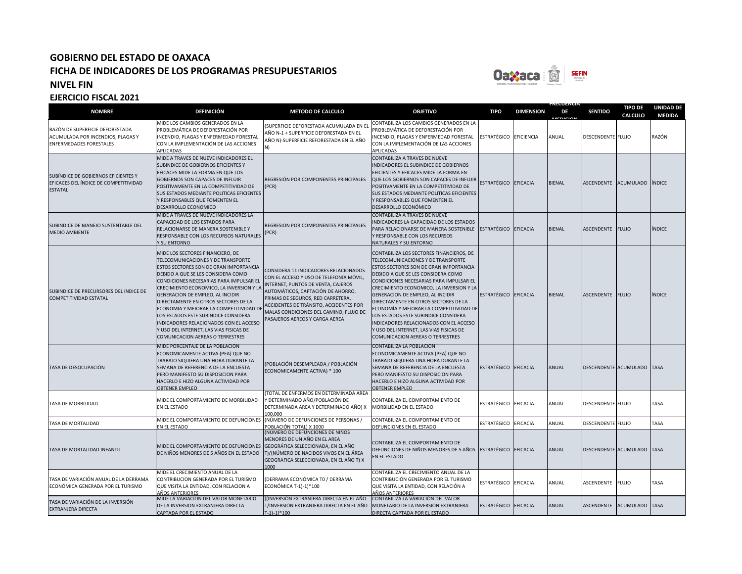# GOBIERNO DEL ESTADO DE OAXACA

## FICHA DE INDICADORES DE LOS PROGRAMAS PRESUPUESTARIOS

## NIVEL FIN

## EJERCICIO FISCAL 2021

| NOMBRE | DEFINICIÓN | METODO DE CALCULO | OBJETIVO | TIPO | DIMENSION | FRECUENCIA DE MEDICION | SENTIDO | TIPO DE CALCULO | UNIDAD DE MEDIDA |
|---|---|---|---|---|---|---|---|---|---|
| RAZÓN DE SUPERFICIE DEFORESTADA ACUMULADA POR INCENDIOS, PLAGAS Y ENFERMEDADES FORESTALES | MIDE LOS CAMBIOS GENERADOS EN LA PROBLEMÁTICA DE DEFORESTACIÓN POR INCENDIO, PLAGAS Y ENFERMEDAD FORESTAL CON LA IMPLEMENTACIÓN DE LAS ACCIONES APLICADAS | (SUPERFICIE DEFORESTADA ACUMULADA EN EL AÑO N-1 + SUPERFICIE DEFORESTADA EN EL AÑO N)-SUPERFICIE REFORESTADA EN EL AÑO N) | CONTABILIZA LOS CAMBIOS GENERADOS EN LA PROBLEMÁTICA DE DEFORESTACIÓN POR INCENDIO, PLAGAS Y ENFERMEDAD FORESTAL CON LA IMPLEMENTACIÓN DE LAS ACCIONES APLICADAS | ESTRATÉGICO | EFICIENCIA | ANUAL | DESCENDENTE | FLUJO | RAZÓN |
| SUBÍNDICE DE GOBIERNOS EFICIENTES Y EFICACES DEL ÍNDICE DE COMPETITIVIDAD ESTATAL | MIDE A TRAVES DE NUEVE INDICADORES EL SUBINDICE DE GOBIERNOS EFICIENTES Y EFICACES MIDE LA FORMA EN QUE LOS GOBIERNOS SON CAPACES DE INFLUIR POSITIVAMENTE EN LA COMPETITIVIDAD DE SUS ESTADOS MEDIANTE POLITICAS EFICIENTES Y RESPONSABLES QUE FOMENTEN EL DESARROLLO ECONOMICO | REGRESIÓN POR COMPONENTES PRINCIPALES (PCR) | CONTABILIZA A TRAVES DE NUEVE INDICADORES EL SUBINDICE DE GOBIERNOS EFICIENTES Y EFICACES MIDE LA FORMA EN QUE LOS GOBIERNOS SON CAPACES DE INFLUIR POSITIVAMENTE EN LA COMPETITIVIDAD DE SUS ESTADOS MEDIANTE POLITICAS EFICIENTES Y RESPONSABLES QUE FOMENTEN EL DESARROLLO ECONÓMICO | ESTRATÉGICO | EFICACIA | BIENAL | ASCENDENTE | ACUMULADO | ÍNDICE |
| SUBINDICE DE MANEJO SUSTENTABLE DEL MEDIO AMBIENTE | MIDE A TRAVES DE NUEVE INDICADORES LA CAPACIDAD DE LOS ESTADOS PARA RELACIONARSE DE MANERA SOSTENIBLE Y RESPONSABLE CON LOS RECURSOS NATURALES Y SU ENTORNO | REGRESION POR COMPONENTES PRINCIPALES (PCR) | CONTABILIZA A TRAVES DE NUEVE INDICADORES LA CAPACIDAD DE LOS ESTADOS PARA RELACIONARSE DE MANERA SOSTENIBLE Y RESPONSABLE CON LOS RECURSOS NATURALES Y SU ENTORNO | ESTRATÉGICO | EFICACIA | BIENAL | ASCENDENTE | FLUJO | ÍNDICE |
| SUBINDICE DE PRECURSORES DEL INDICE DE COMPETITIVIDAD ESTATAL | MIDE LOS SECTORES FINANCIERO, DE TELECOMUNICACIONES Y DE TRANSPORTE ESTOS SECTORES SON DE GRAN IMPORTANCIA DEBIDO A QUE SE LES CONSIDERA COMO CONDICIONES NECESARIAS PARA IMPULSAR EL CRECIMIENTO ECONOMICO, LA INVERSION Y LA GENERACION DE EMPLEO, AL INCIDIR DIRECTAMENTE EN OTROS SECTORES DE LA ECONOMIA Y MEJORAR LA COMPETITIVIDAD DE LOS ESTADOS ESTE SUBINDICE CONSIDERA INDICADORES RELACIONADOS CON EL ACCESO Y USO DEL INTERNET, LAS VIAS FISICAS DE COMUNICACION AEREAS O TERRESTRES | CONSIDERA 11 INDICADORES RELACIONADOS CON EL ACCESO Y USO DE TELEFONÍA MÓVIL, INTERNET, PUNTOS DE VENTA, CAJEROS AUTOMÁTICOS, CAPTACIÓN DE AHORRO, PRIMAS DE SEGUROS, RED CARRETERA, ACCIDENTES DE TRÁNSITO, ACCIDENTES POR MALAS CONDICIONES DEL CAMINO, FLUJO DE PASAJEROS AEREOS Y CARGA AEREA | CONTABILIZA LOS SECTORES FINANCIEROS, DE TELECOMUNICACIONES Y DE TRANSPORTE ESTOS SECTORES SON DE GRAN IMPORTANCIA DEBIDO A QUE SE LES CONSIDERA COMO CONDICIONES NECESARIAS PARA IMPULSAR EL CRECIMIENTO ECONOMICO, LA INVERSION Y LA GENERACION DE EMPLEO, AL INCIDIR DIRECTAMENTE EN OTROS SECTORES DE LA ECONOMÍA Y MEJORAR LA COMPETITIVIDAD DE LOS ESTADOS ESTE SUBINDICE CONSIDERA INDICADORES RELACIONADOS CON EL ACCESO Y USO DEL INTERNET, LAS VIAS FISICAS DE COMUNICACION AEREAS O TERRESTRES | ESTRATÉGICO | EFICACIA | BIENAL | ASCENDENTE | FLUJO | ÍNDICE |
| TASA DE DESOCUPACIÓN | MIDE PORCENTAJE DE LA POBLACIÓN ECONOMICAMENTE ACTIVA (PEA) QUE NO TRABAJO SIQUIERA UNA HORA DURANTE LA SEMANA DE REFERENCIA DE LA ENCUESTA PERO MANIFESTO SU DISPOSICION PARA HACERLO E HIZO ALGUNA ACTIVIDAD POR OBTENER EMPLEO | (POBLACIÓN DESEMPLEADA / POBLACIÓN ECONOMICAMENTE ACTIVA) * 100 | CONTABILIZA LA POBLACIÓN ECONOMICAMENTE ACTIVA (PEA) QUE NO TRABAJO SIQUIERA UNA HORA DURANTE LA SEMANA DE REFERENCIA DE LA ENCUESTA PERO MANIFESTO SU DISPOSICION PARA HACERLO E HIZO ALGUNA ACTIVIDAD POR OBTENER EMPLEO | ESTRATÉGICO | EFICACIA | ANUAL | DESCENDENTE | ACUMULADO | TASA |
| TASA DE MORBILIDAD | MIDE EL COMPORTAMIENTO DE MORBILIDAD EN EL ESTADO | (TOTAL DE ENFERMOS EN DETERMINADA AREA Y DETERMINADO AÑO/POBLACIÓN DE DETERMINADA AREA Y DETERMINADO AÑO) X 100,000 | CONTABILIZA EL COMPORTAMIENTO DE MORBILIDAD EN EL ESTADO | ESTRATÉGICO | EFICACIA | ANUAL | DESCENDENTE | FLUJO | TASA |
| TASA DE MORTALIDAD | MIDE EL COMPORTAMIENTO DE DEFUNCIONES EN EL ESTADO | (NÚMERO DE DEFUNCIONES DE PERSONAS / POBLACIÓN TOTAL) X 1000 | CONTABILIZA EL COMPORTAMIENTO DE DEFUNCIONES EN EL ESTADO | ESTRATÉGICO | EFICACIA | ANUAL | DESCENDENTE | FLUJO | TASA |
| TASA DE MORTALIDAD INFANTIL | MIDE EL COMPORTAMIENTO DE DEFUNCIONES DE NIÑOS MENORES DE 5 AÑOS EN EL ESTADO | (NÚMERO DE DEFUNCIONES DE NIÑOS MENORES DE UN AÑO EN EL AREA GEOGRÁFICA SELECCIONADA, EN EL AÑO T)/(NÚMERO DE NACIDOS VIVOS EN EL ÁREA GEOGRAFICA SELECCIONADA, EN EL AÑO T) X 1000 | CONTABILIZA EL COMPORTAMIENTO DE DEFUNCIONES DE NIÑOS MENORES DE 5 AÑOS EN EL ESTADO | ESTRATÉGICO | EFICACIA | ANUAL | DESCENDENTE | ACUMULADO | TASA |
| TASA DE VARIACIÓN ANUAL DE LA DERRAMA ECONÓMICA GENERADA POR EL TURISMO | MIDE EL CRECIMIENTO ANUAL DE LA CONTRIBUCION GENERADA POR EL TURISMO QUE VISITA LA ENTIDAD, CON RELACION A AÑOS ANTERIORES | (DERRAMA ECONÓMICA T0 / DERRAMA ECONÓMICA T-1)-1)*100 | CONTABILIZA EL CRECIMIENTO ANUAL DE LA CONTRIBUCIÓN GENERADA POR EL TURISMO QUE VISITA LA ENTIDAD, CON RELACIÓN A AÑOS ANTERIORES | ESTRATÉGICO | EFICACIA | ANUAL | ASCENDENTE | FLUJO | TASA |
| TASA DE VARIACIÓN DE LA INVERSIÓN EXTRANJERA DIRECTA | MIDE LA VARIACION DEL VALOR MONETARIO DE LA INVERSION EXTRANJERA DIRECTA CAPTADA POR EL ESTADO | [(INVERSIÓN EXTRANJERA DIRECTA EN EL AÑO T/INVERSIÓN EXTRANJERA DIRECTA EN EL AÑO T-1)-1]*100 | CONTABILIZA LA VARIACIÓN DEL VALOR MONETARIO DE LA INVERSIÓN EXTRANJERA DIRECTA CAPTADA POR EL ESTADO | ESTRATÉGICO | EFICACIA | ANUAL | ASCENDENTE | ACUMULADO | TASA |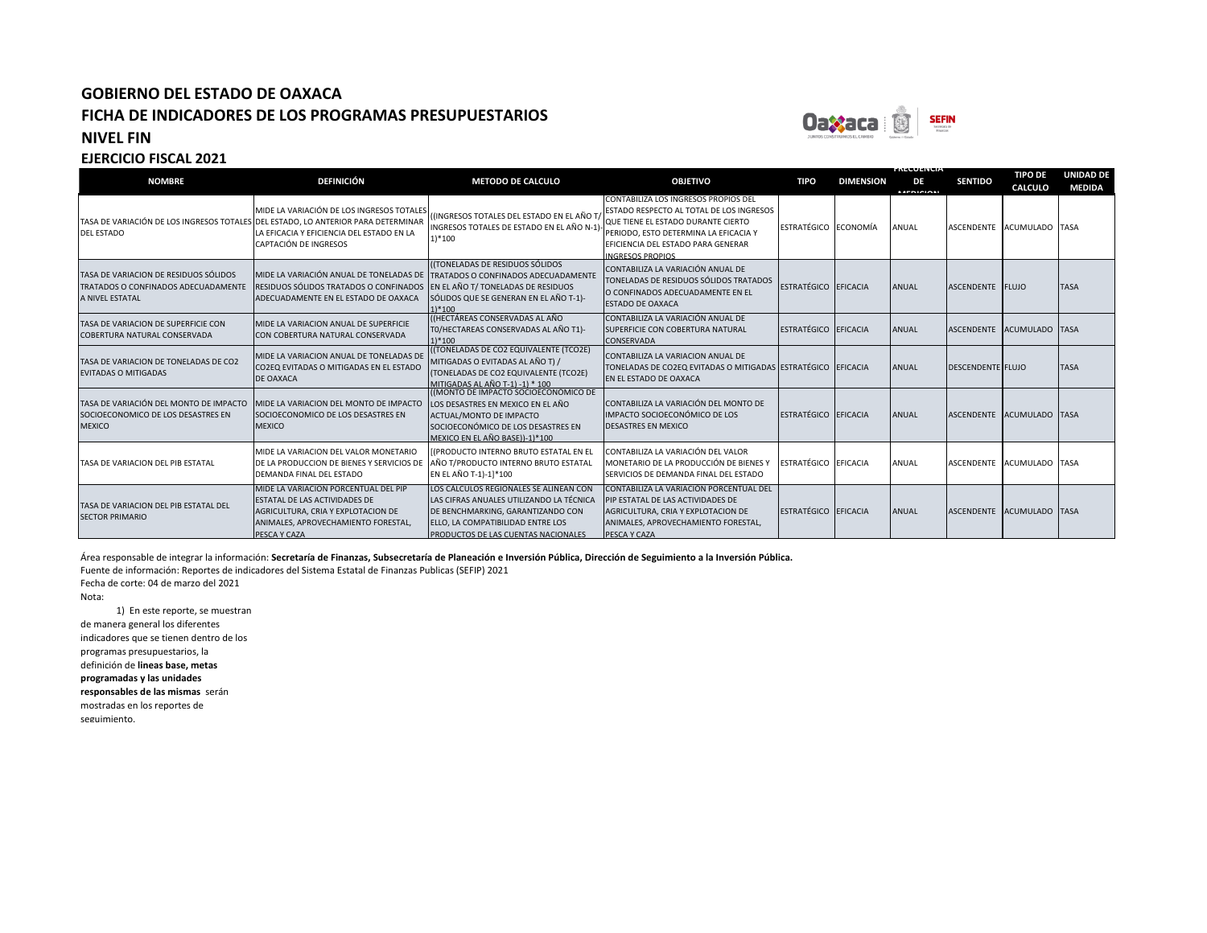# GOBIERNO DEL ESTADO DE OAXACA

## FICHA DE INDICADORES DE LOS PROGRAMAS PRESUPUESTARIOS

## NIVEL FIN

### EJERCICIO FISCAL 2021

| NOMBRE | DEFINICIÓN | METODO DE CALCULO | OBJETIVO | TIPO | DIMENSION | FRECUENCIA DE MEDICION | SENTIDO | TIPO DE CALCULO | UNIDAD DE MEDIDA |
|---|---|---|---|---|---|---|---|---|---|
| TASA DE VARIACIÓN DE LOS INGRESOS TOTALES DEL ESTADO | MIDE LA VARIACIÓN DE LOS INGRESOS TOTALES DEL ESTADO, LO ANTERIOR PARA DETERMINAR LA EFICACIA Y EFICIENCIA DEL ESTADO EN LA CAPTACIÓN DE INGRESOS | ((INGRESOS TOTALES DEL ESTADO EN EL AÑO T/ INGRESOS TOTALES DE ESTADO EN EL AÑO N-1)-1)*100 | CONTABILIZA LOS INGRESOS PROPIOS DEL ESTADO RESPECTO AL TOTAL DE LOS INGRESOS QUE TIENE EL ESTADO DURANTE CIERTO PERIODO, ESTO DETERMINA LA EFICACIA Y EFICIENCIA DEL ESTADO PARA GENERAR INGRESOS PROPIOS | ESTRATÉGICO | ECONOMÍA | ANUAL | ASCENDENTE | ACUMULADO | TASA |
| TASA DE VARIACION DE RESIDUOS SÓLIDOS TRATADOS O CONFINADOS ADECUADAMENTE A NIVEL ESTATAL | MIDE LA VARIACIÓN ANUAL DE TONELADAS DE RESIDUOS SÓLIDOS TRATADOS O CONFINADOS ADECUADAMENTE EN EL ESTADO DE OAXACA | ((TONELADAS DE RESIDUOS SÓLIDOS TRATADOS O CONFINADOS ADECUADAMENTE EN EL AÑO T/ TONELADAS DE RESIDUOS SÓLIDOS QUE SE GENERAN EN EL AÑO T-1)-1)*100 | CONTABILIZA LA VARIACIÓN ANUAL DE TONELADAS DE RESIDUOS SÓLIDOS TRATADOS O CONFINADOS ADECUADAMENTE EN EL ESTADO DE OAXACA | ESTRATÉGICO | EFICACIA | ANUAL | ASCENDENTE | FLUJO | TASA |
| TASA DE VARIACION DE SUPERFICIE CON COBERTURA NATURAL CONSERVADA | MIDE LA VARIACION ANUAL DE SUPERFICIE CON COBERTURA NATURAL CONSERVADA | ((HECTÁREAS CONSERVADAS AL AÑO T0/HECTAREAS CONSERVADAS AL AÑO T1)-1)*100 | CONTABILIZA LA VARIACIÓN ANUAL DE SUPERFICIE CON COBERTURA NATURAL CONSERVADA | ESTRATÉGICO | EFICACIA | ANUAL | ASCENDENTE | ACUMULADO | TASA |
| TASA DE VARIACION DE TONELADAS DE CO2 EVITADAS O MITIGADAS | MIDE LA VARIACION ANUAL DE TONELADAS DE CO2EQ EVITADAS O MITIGADAS EN EL ESTADO DE OAXACA | ((TONELADAS DE CO2 EQUIVALENTE (TCO2E) MITIGADAS O EVITADAS AL AÑO T) / (TONELADAS DE CO2 EQUIVALENTE (TCO2E) MITIGADAS AL AÑO T-1) -1) * 100 | CONTABILIZA LA VARIACION ANUAL DE TONELADAS DE CO2EQ EVITADAS O MITIGADAS EN EL ESTADO DE OAXACA | ESTRATÉGICO | EFICACIA | ANUAL | DESCENDENTE | FLUJO | TASA |
| TASA DE VARIACIÓN DEL MONTO DE IMPACTO SOCIOECONOMICO DE LOS DESASTRES EN MEXICO | MIDE LA VARIACION DEL MONTO DE IMPACTO SOCIOECONOMICO DE LOS DESASTRES EN MEXICO | ((MONTO DE IMPACTO SOCIOECONÓMICO DE LOS DESASTRES EN MEXICO EN EL AÑO ACTUAL/MONTO DE IMPACTO SOCIOECONÓMICO DE LOS DESASTRES EN MEXICO EN EL AÑO BASE))-1)*100 | CONTABILIZA LA VARIACIÓN DEL MONTO DE IMPACTO SOCIOECONÓMICO DE LOS DESASTRES EN MEXICO | ESTRATÉGICO | EFICACIA | ANUAL | ASCENDENTE | ACUMULADO | TASA |
| TASA DE VARIACION DEL PIB ESTATAL | MIDE LA VARIACION DEL VALOR MONETARIO DE LA PRODUCCION DE BIENES Y SERVICIOS DE DEMANDA FINAL DEL ESTADO | [(PRODUCTO INTERNO BRUTO ESTATAL EN EL AÑO T/PRODUCTO INTERNO BRUTO ESTATAL EN EL AÑO T-1)-1]*100 | CONTABILIZA LA VARIACIÓN DEL VALOR MONETARIO DE LA PRODUCCIÓN DE BIENES Y SERVICIOS DE DEMANDA FINAL DEL ESTADO | ESTRATÉGICO | EFICACIA | ANUAL | ASCENDENTE | ACUMULADO | TASA |
| TASA DE VARIACION DEL PIB ESTATAL DEL SECTOR PRIMARIO | MIDE LA VARIACION PORCENTUAL DEL PIP ESTATAL DE LAS ACTIVIDADES DE AGRICULTURA, CRIA Y EXPLOTACION DE ANIMALES, APROVECHAMIENTO FORESTAL, PESCA Y CAZA | LOS CALCULOS REGIONALES SE ALINEAN CON LAS CIFRAS ANUALES UTILIZANDO LA TÉCNICA DE BENCHMARKING, GARANTIZANDO CON ELLO, LA COMPATIBILIDAD ENTRE LOS PRODUCTOS DE LAS CUENTAS NACIONALES | CONTABILIZA LA VARIACIÓN PORCENTUAL DEL PIP ESTATAL DE LAS ACTIVIDADES DE AGRICULTURA, CRIA Y EXPLOTACION DE ANIMALES, APROVECHAMIENTO FORESTAL, PESCA Y CAZA | ESTRATÉGICO | EFICACIA | ANUAL | ASCENDENTE | ACUMULADO | TASA |

Área responsable de integrar la información: **Secretaría de Finanzas, Subsecretaría de Planeación e Inversión Pública, Dirección de Seguimiento a la Inversión Pública.**

Fuente de información: Reportes de indicadores del Sistema Estatal de Finanzas Publicas (SEFIP) 2021

Fecha de corte: 04 de marzo del 2021

Nota:

1) En este reporte, se muestran de manera general los diferentes indicadores que se tienen dentro de los programas presupuestarios, la definición de **lineas base, metas programadas y las unidades responsables de las mismas** serán mostradas en los reportes de seguimiento.